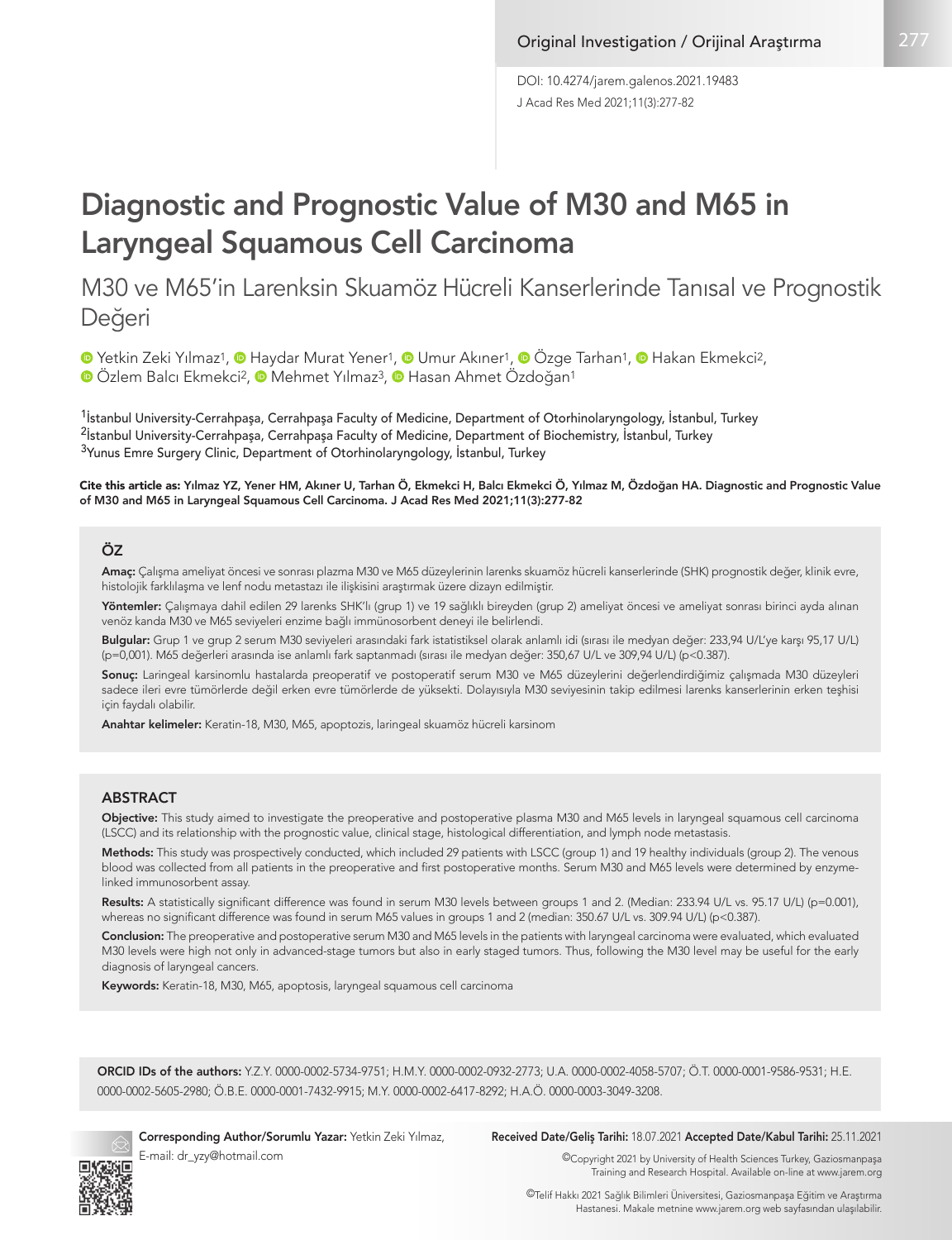Original Investigation / Orijinal Araştırma

DOI: 10.4274/jarem.galenos.2021.19483

# Diagnostic and Prognostic Value of M30 and M65 in Laryngeal Squamous Cell Carcinoma

## M30 ve M65'in Larenksin Skuamöz Hücreli Kanserlerinde Tanısal ve Prognostik Değeri

Yetkin Zeki Yılmaz[1], Haydar Murat Yener[1], Umur Akıner[1], Özge Tarhan[1], Hakan Ekmekci[2], Özlem Balcı Ekmekci[2], Mehmet Yılmaz[3], Hasan Ahmet Özdoğan[1]

[1]İstanbul University-Cerrahpaşa, Cerrahpaşa Faculty of Medicine, Department of Otorhinolaryngology, İstanbul, Turkey
[2]İstanbul University-Cerrahpaşa, Cerrahpaşa Faculty of Medicine, Department of Biochemistry, İstanbul, Turkey
[3]Yunus Emre Surgery Clinic, Department of Otorhinolaryngology, İstanbul, Turkey

**Cite this article as: Yılmaz YZ, Yener HM, Akıner U, Tarhan Ö, Ekmekci H, Balcı Ekmekci Ö, Yılmaz M, Özdoğan HA. Diagnostic and Prognostic Value of M30 and M65 in Laryngeal Squamous Cell Carcinoma. J Acad Res Med 2021;11(3):277-82**

## ÖZ

**Amaç:** Çalışma ameliyat öncesi ve sonrası plazma M30 ve M65 düzeylerinin larenks skuamöz hücreli kanserlerinde (SHK) prognostik değer, klinik evre, histolojik farklılaşma ve lenf nodu metastazı ile ilişkisini araştırmak üzere dizayn edilmiştir.

**Yöntemler:** Çalışmaya dahil edilen 29 larenks SHK'lı (grup 1) ve 19 sağlıklı bireyden (grup 2) ameliyat öncesi ve ameliyat sonrası birinci ayda alınan venöz kanda M30 ve M65 seviyeleri enzime bağlı immünosorbent deneyi ile belirlendi.

**Bulgular:** Grup 1 ve grup 2 serum M30 seviyeleri arasındaki fark istatistiksel olarak anlamlı idi (sırası ile medyan değer: 233,94 U/L'ye karşı 95,17 U/L) (p=0,001). M65 değerleri arasında ise anlamlı fark saptanmadı (sırası ile medyan değer: 350,67 U/L ve 309,94 U/L) (p<0.387).

**Sonuç:** Laringeal karsinomlu hastalarda preoperatif ve postoperatif serum M30 ve M65 düzeylerini değerlendirdiğimiz çalışmada M30 düzeyleri sadece ileri evre tümörlerde değil erken evre tümörlerde de yüksekti. Dolayısıyla M30 seviyesinin takip edilmesi larenks kanserlerinin erken teşhisi için faydalı olabilir.

**Anahtar kelimeler:** Keratin-18, M30, M65, apoptozis, laringeal skuamöz hücreli karsinom

## ABSTRACT

**Objective:** This study aimed to investigate the preoperative and postoperative plasma M30 and M65 levels in laryngeal squamous cell carcinoma (LSCC) and its relationship with the prognostic value, clinical stage, histological differentiation, and lymph node metastasis.

**Methods:** This study was prospectively conducted, which included 29 patients with LSCC (group 1) and 19 healthy individuals (group 2). The venous blood was collected from all patients in the preoperative and first postoperative months. Serum M30 and M65 levels were determined by enzyme-linked immunosorbent assay.

**Results:** A statistically significant difference was found in serum M30 levels between groups 1 and 2. (Median: 233.94 U/L vs. 95.17 U/L) (p=0.001), whereas no significant difference was found in serum M65 values in groups 1 and 2 (median: 350.67 U/L vs. 309.94 U/L) (p<0.387).

**Conclusion:** The preoperative and postoperative serum M30 and M65 levels in the patients with laryngeal carcinoma were evaluated, which evaluated M30 levels were high not only in advanced-stage tumors but also in early staged tumors. Thus, following the M30 level may be useful for the early diagnosis of laryngeal cancers.

**Keywords:** Keratin-18, M30, M65, apoptosis, laryngeal squamous cell carcinoma

**ORCID IDs of the authors:** Y.Z.Y. 0000-0002-5734-9751; H.M.Y. 0000-0002-0932-2773; U.A. 0000-0002-4058-5707; Ö.T. 0000-0001-9586-9531; H.E. 0000-0002-5605-2980; Ö.B.E. 0000-0001-7432-9915; M.Y. 0000-0002-6417-8292; H.A.Ö. 0000-0003-3049-3208.

**Corresponding Author/Sorumlu Yazar:** Yetkin Zeki Yılmaz, E-mail: dr_yzy@hotmail.com

**Received Date/Geliş Tarihi:** 18.07.2021 **Accepted Date/Kabul Tarihi:** 25.11.2021

©Copyright 2021 by University of Health Sciences Turkey, Gaziosmanpaşa Training and Research Hospital. Available on-line at www.jarem.org

©Telif Hakkı 2021 Sağlık Bilimleri Üniversitesi, Gaziosmanpaşa Eğitim ve Araştırma Hastanesi. Makale metnine www.jarem.org web sayfasından ulaşılabilir.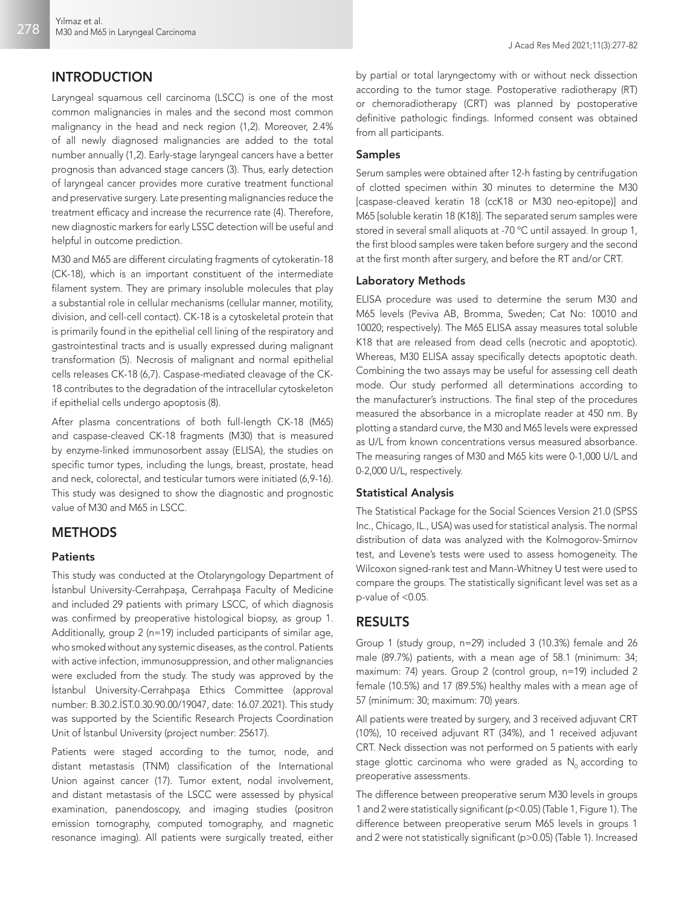## INTRODUCTION

Laryngeal squamous cell carcinoma (LSCC) is one of the most common malignancies in males and the second most common malignancy in the head and neck region (1,2). Moreover, 2.4% of all newly diagnosed malignancies are added to the total number annually (1,2). Early-stage laryngeal cancers have a better prognosis than advanced stage cancers (3). Thus, early detection of laryngeal cancer provides more curative treatment functional and preservative surgery. Late presenting malignancies reduce the treatment efficacy and increase the recurrence rate (4). Therefore, new diagnostic markers for early LSSC detection will be useful and helpful in outcome prediction.

M30 and M65 are different circulating fragments of cytokeratin-18 (CK-18), which is an important constituent of the intermediate filament system. They are primary insoluble molecules that play a substantial role in cellular mechanisms (cellular manner, motility, division, and cell-cell contact). CK-18 is a cytoskeletal protein that is primarily found in the epithelial cell lining of the respiratory and gastrointestinal tracts and is usually expressed during malignant transformation (5). Necrosis of malignant and normal epithelial cells releases CK-18 (6,7). Caspase-mediated cleavage of the CK-18 contributes to the degradation of the intracellular cytoskeleton if epithelial cells undergo apoptosis (8).

After plasma concentrations of both full-length CK-18 (M65) and caspase-cleaved CK-18 fragments (M30) that is measured by enzyme-linked immunosorbent assay (ELISA), the studies on specific tumor types, including the lungs, breast, prostate, head and neck, colorectal, and testicular tumors were initiated (6,9-16). This study was designed to show the diagnostic and prognostic value of M30 and M65 in LSCC.

## METHODS

### Patients

This study was conducted at the Otolaryngology Department of İstanbul University-Cerrahpaşa, Cerrahpaşa Faculty of Medicine and included 29 patients with primary LSCC, of which diagnosis was confirmed by preoperative histological biopsy, as group 1. Additionally, group 2 (n=19) included participants of similar age, who smoked without any systemic diseases, as the control. Patients with active infection, immunosuppression, and other malignancies were excluded from the study. The study was approved by the İstanbul University-Cerrahpaşa Ethics Committee (approval number: B.30.2.İST.0.30.90.00/19047, date: 16.07.2021). This study was supported by the Scientific Research Projects Coordination Unit of İstanbul University (project number: 25617).

Patients were staged according to the tumor, node, and distant metastasis (TNM) classification of the International Union against cancer (17). Tumor extent, nodal involvement, and distant metastasis of the LSCC were assessed by physical examination, panendoscopy, and imaging studies (positron emission tomography, computed tomography, and magnetic resonance imaging). All patients were surgically treated, either by partial or total laryngectomy with or without neck dissection according to the tumor stage. Postoperative radiotherapy (RT) or chemoradiotherapy (CRT) was planned by postoperative definitive pathologic findings. Informed consent was obtained from all participants.

### Samples

Serum samples were obtained after 12-h fasting by centrifugation of clotted specimen within 30 minutes to determine the M30 [caspase-cleaved keratin 18 (ccK18 or M30 neo-epitope)] and M65 [soluble keratin 18 (K18)]. The separated serum samples were stored in several small aliquots at -70 °C until assayed. In group 1, the first blood samples were taken before surgery and the second at the first month after surgery, and before the RT and/or CRT.

### Laboratory Methods

ELISA procedure was used to determine the serum M30 and M65 levels (Peviva AB, Bromma, Sweden; Cat No: 10010 and 10020; respectively). The M65 ELISA assay measures total soluble K18 that are released from dead cells (necrotic and apoptotic). Whereas, M30 ELISA assay specifically detects apoptotic death. Combining the two assays may be useful for assessing cell death mode. Our study performed all determinations according to the manufacturer's instructions. The final step of the procedures measured the absorbance in a microplate reader at 450 nm. By plotting a standard curve, the M30 and M65 levels were expressed as U/L from known concentrations versus measured absorbance. The measuring ranges of M30 and M65 kits were 0-1,000 U/L and 0-2,000 U/L, respectively.

### Statistical Analysis

The Statistical Package for the Social Sciences Version 21.0 (SPSS Inc., Chicago, IL., USA) was used for statistical analysis. The normal distribution of data was analyzed with the Kolmogorov-Smirnov test, and Levene's tests were used to assess homogeneity. The Wilcoxon signed-rank test and Mann-Whitney U test were used to compare the groups. The statistically significant level was set as a p-value of <0.05.

## RESULTS

Group 1 (study group, n=29) included 3 (10.3%) female and 26 male (89.7%) patients, with a mean age of 58.1 (minimum: 34; maximum: 74) years. Group 2 (control group, n=19) included 2 female (10.5%) and 17 (89.5%) healthy males with a mean age of 57 (minimum: 30; maximum: 70) years.

All patients were treated by surgery, and 3 received adjuvant CRT (10%), 10 received adjuvant RT (34%), and 1 received adjuvant CRT. Neck dissection was not performed on 5 patients with early stage glottic carcinoma who were graded as $N_0$ according to preoperative assessments.

The difference between preoperative serum M30 levels in groups 1 and 2 were statistically significant (p<0.05) (Table 1, Figure 1). The difference between preoperative serum M65 levels in groups 1 and 2 were not statistically significant (p>0.05) (Table 1). Increased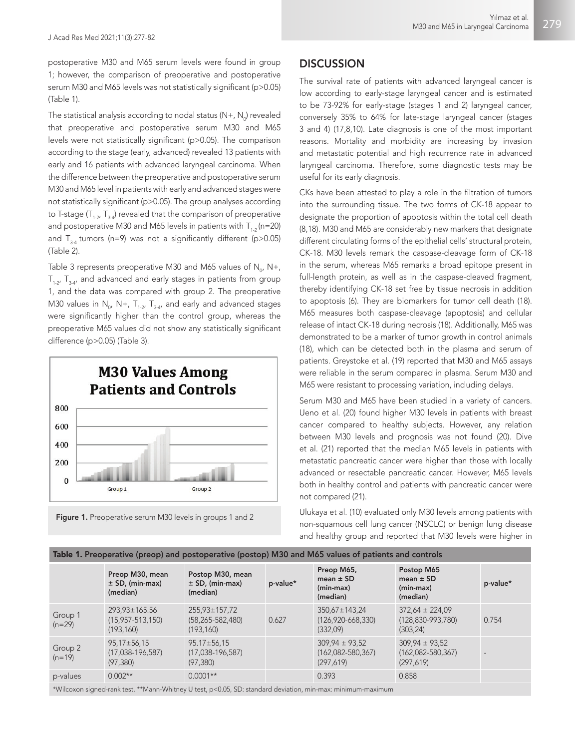postoperative M30 and M65 serum levels were found in group 1; however, the comparison of preoperative and postoperative serum M30 and M65 levels was not statistically significant (p>0.05) (Table 1).

The statistical analysis according to nodal status (N+, $N_0$) revealed that preoperative and postoperative serum M30 and M65 levels were not statistically significant (p>0.05). The comparison according to the stage (early, advanced) revealed 13 patients with early and 16 patients with advanced laryngeal carcinoma. When the difference between the preoperative and postoperative serum M30 and M65 level in patients with early and advanced stages were not statistically significant (p>0.05). The group analyses according to T-stage ($T_{1-2}$, $T_{3-4}$) revealed that the comparison of preoperative and postoperative M30 and M65 levels in patients with $T_{1-2}$ (n=20) and $T_{3-4}$ tumors (n=9) was not a significantly different (p>0.05) (Table 2).

Table 3 represents preoperative M30 and M65 values of $N_0$, N+, $T_{1-2}$, $T_{3-4}$, and advanced and early stages in patients from group 1, and the data was compared with group 2. The preoperative M30 values in $N_0$, N+, $T_{1-2}$, $T_{3-4}$, and early and advanced stages were significantly higher than the control group, whereas the preoperative M65 values did not show any statistically significant difference (p>0.05) (Table 3).

**M30 Values Among Patients and Controls**

Figure 1. Preoperative serum M30 levels in groups 1 and 2

## DISCUSSION

The survival rate of patients with advanced laryngeal cancer is low according to early-stage laryngeal cancer and is estimated to be 73-92% for early-stage (stages 1 and 2) laryngeal cancer, conversely 35% to 64% for late-stage laryngeal cancer (stages 3 and 4) (17,8,10). Late diagnosis is one of the most important reasons. Mortality and morbidity are increasing by invasion and metastatic potential and high recurrence rate in advanced laryngeal carcinoma. Therefore, some diagnostic tests may be useful for its early diagnosis.

CKs have been attested to play a role in the filtration of tumors into the surrounding tissue. The two forms of CK-18 appear to designate the proportion of apoptosis within the total cell death (8,18). M30 and M65 are considerably new markers that designate different circulating forms of the epithelial cells' structural protein, CK-18. M30 levels remark the caspase-cleavage form of CK-18 in the serum, whereas M65 remarks a broad epitope present in full-length protein, as well as in the caspase-cleaved fragment, thereby identifying CK-18 set free by tissue necrosis in addition to apoptosis (6). They are biomarkers for tumor cell death (18). M65 measures both caspase-cleavage (apoptosis) and cellular release of intact CK-18 during necrosis (18). Additionally, M65 was demonstrated to be a marker of tumor growth in control animals (18), which can be detected both in the plasma and serum of patients. Greystoke et al. (19) reported that M30 and M65 assays were reliable in the serum compared in plasma. Serum M30 and M65 were resistant to processing variation, including delays.

Serum M30 and M65 have been studied in a variety of cancers. Ueno et al. (20) found higher M30 levels in patients with breast cancer compared to healthy subjects. However, any relation between M30 levels and prognosis was not found (20). Dive et al. (21) reported that the median M65 levels in patients with metastatic pancreatic cancer were higher than those with locally advanced or resectable pancreatic cancer. However, M65 levels both in healthy control and patients with pancreatic cancer were not compared (21).

Ulukaya et al. (10) evaluated only M30 levels among patients with non-squamous cell lung cancer (NSCLC) or benign lung disease and healthy group and reported that M30 levels were higher in

**Table 1.** Preoperative (preop) and postoperative (postop) M30 and M65 values of patients and controls

| | Preop M30, mean ± SD, (min-max) (median) | Postop M30, mean ± SD, (min-max) (median) | p-value* | Preop M65, mean ± SD (min-max) (median) | Postop M65 mean ± SD (min-max) (median) | p-value* |
|---|---|---|---|---|---|---|
| Group 1 (n=29) | 293,93±165.56 (15,957-513,150) (193,160) | 255,93±157,72 (58,265-582,480) (193,160) | 0.627 | 350,67±143,24 (126,920-668,330) (332,09) | 372,64 ± 224,09 (128,830-993,780) (303,24) | 0.754 |
| Group 2 (n=19) | 95,17±56,15 (17,038-196,587) (97,380) | 95.17±56,15 (17,038-196,587) (97,380) | | 309,94 ± 93,52 (162,082-580,367) (297,619) | 309,94 ± 93,52 (162,082-580,367) (297,619) | - |
| p-values | 0.002** | 0.0001** | | 0.393 | 0.858 | |

*Wilcoxon signed-rank test, **Mann-Whitney U test, p<0.05, SD: standard deviation, min-max: minimum-maximum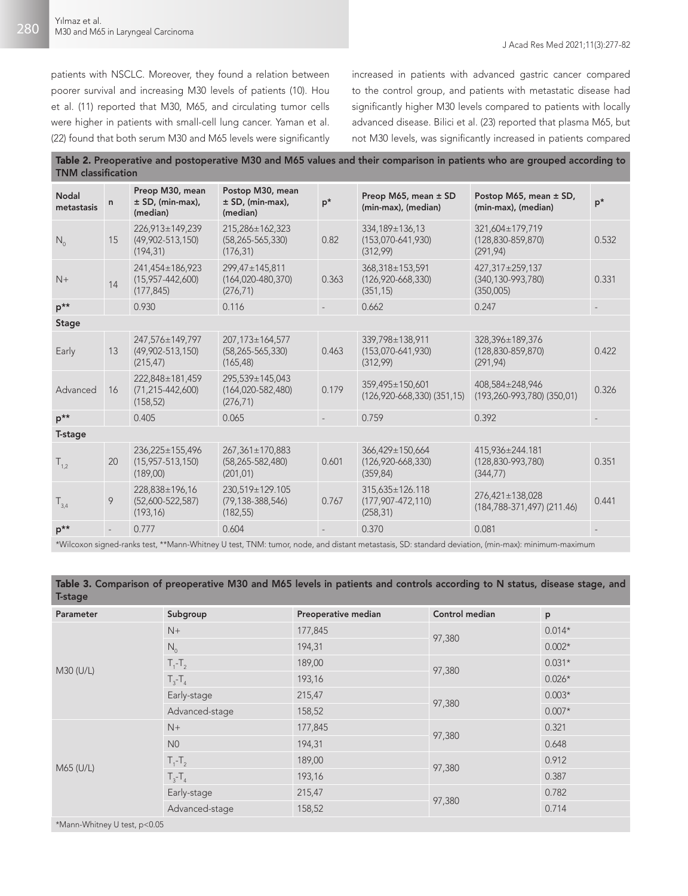patients with NSCLC. Moreover, they found a relation between poorer survival and increasing M30 levels of patients (10). Hou et al. (11) reported that M30, M65, and circulating tumor cells were higher in patients with small-cell lung cancer. Yaman et al. (22) found that both serum M30 and M65 levels were significantly increased in patients with advanced gastric cancer compared to the control group, and patients with metastatic disease had significantly higher M30 levels compared to patients with locally advanced disease. Bilici et al. (23) reported that plasma M65, but not M30 levels, was significantly increased in patients compared

**Table 2.** Preoperative and postoperative M30 and M65 values and their comparison in patients who are grouped according to TNM classification

| Nodal metastasis | n | Preop M30, mean ± SD, (min-max), (median) | Postop M30, mean ± SD, (min-max), (median) | p* | Preop M65, mean ± SD (min-max), (median) | Postop M65, mean ± SD, (min-max), (median) | p* |
|---|---|---|---|---|---|---|---|
| $N_0$ | 15 | 226,913±149,239 (49,902-513,150) (194,31) | 215,286±162,323 (58,265-565,330) (176,31) | 0.82 | 334,189±136,13 (153,070-641,930) (312,99) | 321,604±179,719 (128,830-859,870) (291,94) | 0.532 |
| N+ | 14 | 241,454±186,923 (15,957-442,600) (177,845) | 299,47±145,811 (164,020-480,370) (276,71) | 0.363 | 368,318±153,591 (126,920-668,330) (351,15) | 427,317±259,137 (340,130-993,780) (350,005) | 0.331 |
| p** | | 0.930 | 0.116 | - | 0.662 | 0.247 | - |
| **Stage** | | | | | | | |
| Early | 13 | 247,576±149,797 (49,902-513,150) (215,47) | 207,173±164,577 (58,265-565,330) (165,48) | 0.463 | 339,798±138,911 (153,070-641,930) (312,99) | 328,396±189,376 (128,830-859,870) (291,94) | 0.422 |
| Advanced | 16 | 222,848±181,459 (71,215-442,600) (158,52) | 295,539±145,043 (164,020-582,480) (276,71) | 0.179 | 359,495±150,601 (126,920-668,330) (351,15) | 408,584±248,946 (193,260-993,780) (350,01) | 0.326 |
| p** | | 0.405 | 0.065 | - | 0.759 | 0.392 | - |
| **T-stage** | | | | | | | |
| $T_{1,2}$ | 20 | 236,225±155,496 (15,957-513,150) (189,00) | 267,361±170,883 (58,265-582,480) (201,01) | 0.601 | 366,429±150,664 (126,920-668,330) (359,84) | 415,936±244.181 (128,830-993,780) (344,77) | 0.351 |
| $T_{3,4}$ | 9 | 228,838±196,16 (52,600-522,587) (193,16) | 230,519±129.105 (79,138-388,546) (182,55) | 0.767 | 315,635±126.118 (177,907-472,110) (258,31) | 276,421±138,028 (184,788-371,497) (211.46) | 0.441 |
| p** | - | 0.777 | 0.604 | - | 0.370 | 0.081 | - |

*Wilcoxon signed-ranks test, **Mann-Whitney U test, TNM: tumor, node, and distant metastasis, SD: standard deviation, (min-max): minimum-maximum

**Table 3.** Comparison of preoperative M30 and M65 levels in patients and controls according to N status, disease stage, and T-stage

| Parameter | Subgroup | Preoperative median | Control median | p |
|---|---|---|---|---|
| M30 (U/L) | N+ | 177,845 | 97,380 | 0.014* |
| | $N_0$ | 194,31 | | 0.002* |
| | $T_1$-$T_2$ | 189,00 | 97,380 | 0.031* |
| | $T_3$-$T_4$ | 193,16 | | 0.026* |
| | Early-stage | 215,47 | 97,380 | 0.003* |
| | Advanced-stage | 158,52 | | 0.007* |
| M65 (U/L) | N+ | 177,845 | 97,380 | 0.321 |
| | N0 | 194,31 | | 0.648 |
| | $T_1$-$T_2$ | 189,00 | 97,380 | 0.912 |
| | $T_3$-$T_4$ | 193,16 | | 0.387 |
| | Early-stage | 215,47 | 97,380 | 0.782 |
| | Advanced-stage | 158,52 | | 0.714 |

*Mann-Whitney U test, p<0.05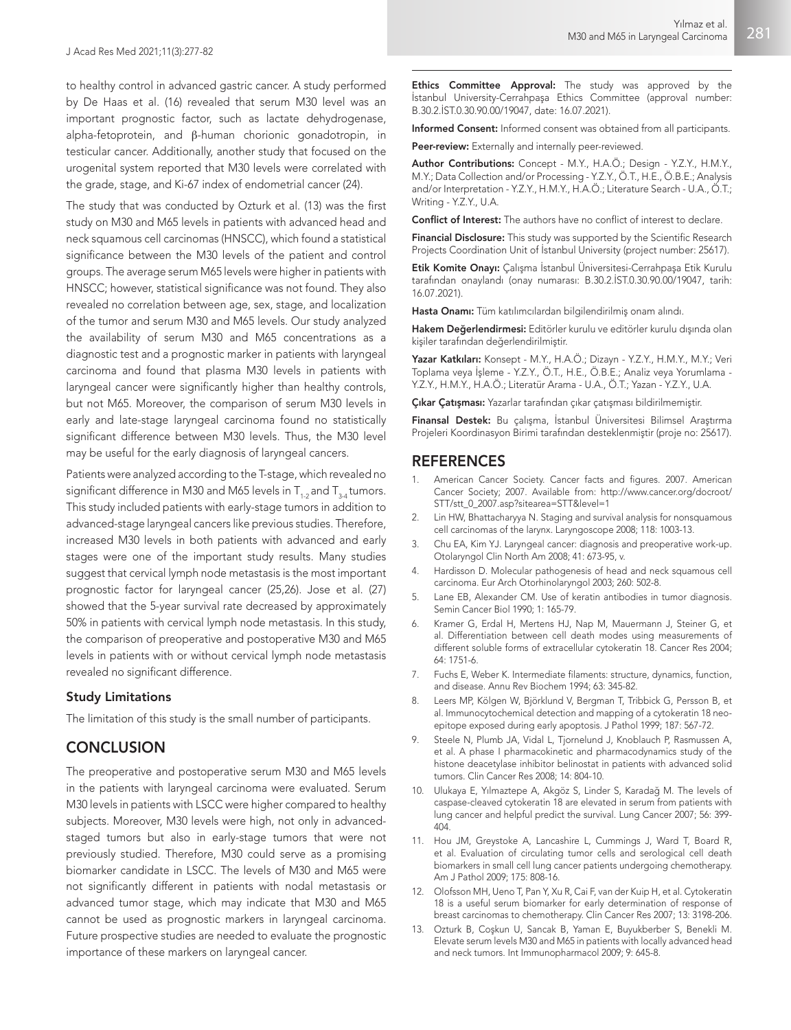to healthy control in advanced gastric cancer. A study performed by De Haas et al. (16) revealed that serum M30 level was an important prognostic factor, such as lactate dehydrogenase, alpha-fetoprotein, and β-human chorionic gonadotropin, in testicular cancer. Additionally, another study that focused on the urogenital system reported that M30 levels were correlated with the grade, stage, and Ki-67 index of endometrial cancer (24).

The study that was conducted by Ozturk et al. (13) was the first study on M30 and M65 levels in patients with advanced head and neck squamous cell carcinomas (HNSCC), which found a statistical significance between the M30 levels of the patient and control groups. The average serum M65 levels were higher in patients with HNSCC; however, statistical significance was not found. They also revealed no correlation between age, sex, stage, and localization of the tumor and serum M30 and M65 levels. Our study analyzed the availability of serum M30 and M65 concentrations as a diagnostic test and a prognostic marker in patients with laryngeal carcinoma and found that plasma M30 levels in patients with laryngeal cancer were significantly higher than healthy controls, but not M65. Moreover, the comparison of serum M30 levels in early and late-stage laryngeal carcinoma found no statistically significant difference between M30 levels. Thus, the M30 level may be useful for the early diagnosis of laryngeal cancers.

Patients were analyzed according to the T-stage, which revealed no significant difference in M30 and M65 levels in $T_{1-2}$ and $T_{3-4}$ tumors. This study included patients with early-stage tumors in addition to advanced-stage laryngeal cancers like previous studies. Therefore, increased M30 levels in both patients with advanced and early stages were one of the important study results. Many studies suggest that cervical lymph node metastasis is the most important prognostic factor for laryngeal cancer (25,26). Jose et al. (27) showed that the 5-year survival rate decreased by approximately 50% in patients with cervical lymph node metastasis. In this study, the comparison of preoperative and postoperative M30 and M65 levels in patients with or without cervical lymph node metastasis revealed no significant difference.

### Study Limitations

The limitation of this study is the small number of participants.

## CONCLUSION

The preoperative and postoperative serum M30 and M65 levels in the patients with laryngeal carcinoma were evaluated. Serum M30 levels in patients with LSCC were higher compared to healthy subjects. Moreover, M30 levels were high, not only in advanced-staged tumors but also in early-stage tumors that were not previously studied. Therefore, M30 could serve as a promising biomarker candidate in LSCC. The levels of M30 and M65 were not significantly different in patients with nodal metastasis or advanced tumor stage, which may indicate that M30 and M65 cannot be used as prognostic markers in laryngeal carcinoma. Future prospective studies are needed to evaluate the prognostic importance of these markers on laryngeal cancer.

**Ethics Committee Approval:** The study was approved by the İstanbul University-Cerrahpaşa Ethics Committee (approval number: B.30.2.İST.0.30.90.00/19047, date: 16.07.2021).

**Informed Consent:** Informed consent was obtained from all participants.

**Peer-review:** Externally and internally peer-reviewed.

**Author Contributions:** Concept - M.Y., H.A.Ö.; Design - Y.Z.Y., H.M.Y., M.Y.; Data Collection and/or Processing - Y.Z.Y., Ö.T., H.E., Ö.B.E.; Analysis and/or Interpretation - Y.Z.Y., H.M.Y., H.A.Ö.; Literature Search - U.A., Ö.T.; Writing - Y.Z.Y., U.A.

**Conflict of Interest:** The authors have no conflict of interest to declare.

**Financial Disclosure:** This study was supported by the Scientific Research Projects Coordination Unit of İstanbul University (project number: 25617).

**Etik Komite Onayı:** Çalışma İstanbul Üniversitesi-Cerrahpaşa Etik Kurulu tarafından onaylandı (onay numarası: B.30.2.İST.0.30.90.00/19047, tarih: 16.07.2021).

**Hasta Onamı:** Tüm katılımcılardan bilgilendirilmiş onam alındı.

**Hakem Değerlendirmesi:** Editörler kurulu ve editörler kurulu dışında olan kişiler tarafından değerlendirilmiştir.

**Yazar Katkıları:** Konsept - M.Y., H.A.Ö.; Dizayn - Y.Z.Y., H.M.Y., M.Y.; Veri Toplama veya İşleme - Y.Z.Y., Ö.T., H.E., Ö.B.E.; Analiz veya Yorumlama - Y.Z.Y., H.M.Y., H.A.Ö.; Literatür Arama - U.A., Ö.T.; Yazan - Y.Z.Y., U.A.

**Çıkar Çatışması:** Yazarlar tarafından çıkar çatışması bildirilmemiştir.

**Finansal Destek:** Bu çalışma, İstanbul Üniversitesi Bilimsel Araştırma Projeleri Koordinasyon Birimi tarafından desteklenmiştir (proje no: 25617).

## REFERENCES

1. American Cancer Society. Cancer facts and figures. 2007. American Cancer Society; 2007. Available from: http://www.cancer.org/docroot/STT/stt_0_2007.asp?sitearea=STT&level=1
2. Lin HW, Bhattacharyya N. Staging and survival analysis for nonsquamous cell carcinomas of the larynx. Laryngoscope 2008; 118: 1003-13.
3. Chu EA, Kim YJ. Laryngeal cancer: diagnosis and preoperative work-up. Otolaryngol Clin North Am 2008; 41: 673-95, v.
4. Hardisson D. Molecular pathogenesis of head and neck squamous cell carcinoma. Eur Arch Otorhinolaryngol 2003; 260: 502-8.
5. Lane EB, Alexander CM. Use of keratin antibodies in tumor diagnosis. Semin Cancer Biol 1990; 1: 165-79.
6. Kramer G, Erdal H, Mertens HJ, Nap M, Mauermann J, Steiner G, et al. Differentiation between cell death modes using measurements of different soluble forms of extracellular cytokeratin 18. Cancer Res 2004; 64: 1751-6.
7. Fuchs E, Weber K. Intermediate filaments: structure, dynamics, function, and disease. Annu Rev Biochem 1994; 63: 345-82.
8. Leers MP, Kölgen W, Björklund V, Bergman T, Tribbick G, Persson B, et al. Immunocytochemical detection and mapping of a cytokeratin 18 neo-epitope exposed during early apoptosis. J Pathol 1999; 187: 567-72.
9. Steele N, Plumb JA, Vidal L, Tjornelund J, Knoblauch P, Rasmussen A, et al. A phase I pharmacokinetic and pharmacodynamics study of the histone deacetylase inhibitor belinostat in patients with advanced solid tumors. Clin Cancer Res 2008; 14: 804-10.
10. Ulukaya E, Yılmaztepe A, Akgöz S, Linder S, Karadağ M. The levels of caspase-cleaved cytokeratin 18 are elevated in serum from patients with lung cancer and helpful predict the survival. Lung Cancer 2007; 56: 399-404.
11. Hou JM, Greystoke A, Lancashire L, Cummings J, Ward T, Board R, et al. Evaluation of circulating tumor cells and serological cell death biomarkers in small cell lung cancer patients undergoing chemotherapy. Am J Pathol 2009; 175: 808-16.
12. Olofsson MH, Ueno T, Pan Y, Xu R, Cai F, van der Kuip H, et al. Cytokeratin 18 is a useful serum biomarker for early determination of response of breast carcinomas to chemotherapy. Clin Cancer Res 2007; 13: 3198-206.
13. Ozturk B, Coşkun U, Sancak B, Yaman E, Buyukberber S, Benekli M. Elevate serum levels M30 and M65 in patients with locally advanced head and neck tumors. Int Immunopharmacol 2009; 9: 645-8.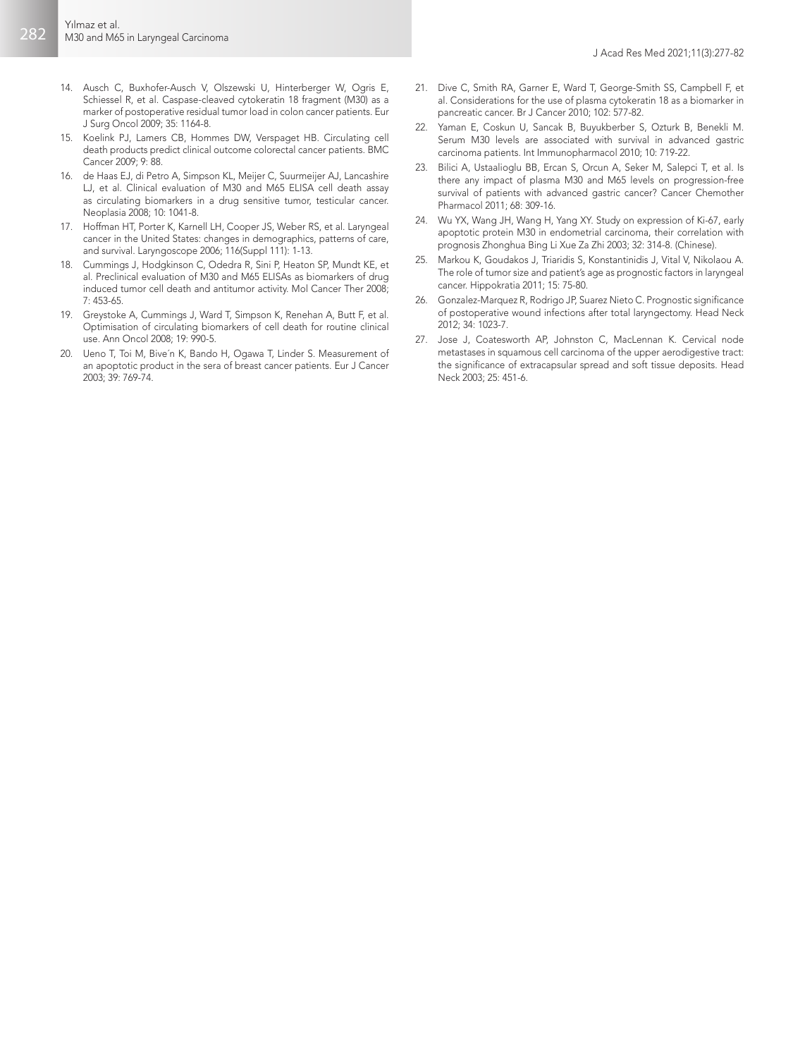14. Ausch C, Buxhofer-Ausch V, Olszewski U, Hinterberger W, Ogris E, Schiessel R, et al. Caspase-cleaved cytokeratin 18 fragment (M30) as a marker of postoperative residual tumor load in colon cancer patients. Eur J Surg Oncol 2009; 35: 1164-8.
15. Koelink PJ, Lamers CB, Hommes DW, Verspaget HB. Circulating cell death products predict clinical outcome colorectal cancer patients. BMC Cancer 2009; 9: 88.
16. de Haas EJ, di Petro A, Simpson KL, Meijer C, Suurmeijer AJ, Lancashire LJ, et al. Clinical evaluation of M30 and M65 ELISA cell death assay as circulating biomarkers in a drug sensitive tumor, testicular cancer. Neoplasia 2008; 10: 1041-8.
17. Hoffman HT, Porter K, Karnell LH, Cooper JS, Weber RS, et al. Laryngeal cancer in the United States: changes in demographics, patterns of care, and survival. Laryngoscope 2006; 116(Suppl 111): 1-13.
18. Cummings J, Hodgkinson C, Odedra R, Sini P, Heaton SP, Mundt KE, et al. Preclinical evaluation of M30 and M65 ELISAs as biomarkers of drug induced tumor cell death and antitumor activity. Mol Cancer Ther 2008; 7: 453-65.
19. Greystoke A, Cummings J, Ward T, Simpson K, Renehan A, Butt F, et al. Optimisation of circulating biomarkers of cell death for routine clinical use. Ann Oncol 2008; 19: 990-5.
20. Ueno T, Toi M, Bive´n K, Bando H, Ogawa T, Linder S. Measurement of an apoptotic product in the sera of breast cancer patients. Eur J Cancer 2003; 39: 769-74.
21. Dive C, Smith RA, Garner E, Ward T, George-Smith SS, Campbell F, et al. Considerations for the use of plasma cytokeratin 18 as a biomarker in pancreatic cancer. Br J Cancer 2010; 102: 577-82.
22. Yaman E, Coskun U, Sancak B, Buyukberber S, Ozturk B, Benekli M. Serum M30 levels are associated with survival in advanced gastric carcinoma patients. Int Immunopharmacol 2010; 10: 719-22.
23. Bilici A, Ustaalioglu BB, Ercan S, Orcun A, Seker M, Salepci T, et al. Is there any impact of plasma M30 and M65 levels on progression-free survival of patients with advanced gastric cancer? Cancer Chemother Pharmacol 2011; 68: 309-16.
24. Wu YX, Wang JH, Wang H, Yang XY. Study on expression of Ki-67, early apoptotic protein M30 in endometrial carcinoma, their correlation with prognosis Zhonghua Bing Li Xue Za Zhi 2003; 32: 314-8. (Chinese).
25. Markou K, Goudakos J, Triaridis S, Konstantinidis J, Vital V, Nikolaou A. The role of tumor size and patient's age as prognostic factors in laryngeal cancer. Hippokratia 2011; 15: 75-80.
26. Gonzalez-Marquez R, Rodrigo JP, Suarez Nieto C. Prognostic significance of postoperative wound infections after total laryngectomy. Head Neck 2012; 34: 1023-7.
27. Jose J, Coatesworth AP, Johnston C, MacLennan K. Cervical node metastases in squamous cell carcinoma of the upper aerodigestive tract: the significance of extracapsular spread and soft tissue deposits. Head Neck 2003; 25: 451-6.